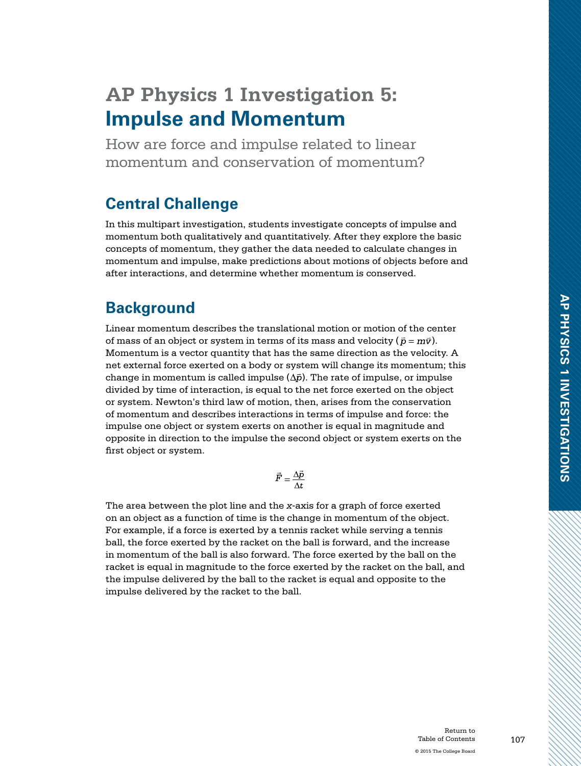# AP Physics 1 Investigation 5: Impulse and Momentum

How are force and impulse related to linear momentum and conservation of momentum?

## Central Challenge

In this multipart investigation, students investigate concepts of impulse and momentum both qualitatively and quantitatively. After they explore the basic concepts of momentum, they gather the data needed to calculate changes in momentum and impulse, make predictions about motions of objects before and after interactions, and determine whether momentum is conserved.

## Background

Linear momentum describes the translational motion or motion of the center of mass of an object or system in terms of its mass and velocity ($\vec{p} = m\vec{v}$). Momentum is a vector quantity that has the same direction as the velocity. A net external force exerted on a body or system will change its momentum; this change in momentum is called impulse ($\Delta\vec{p}$). The rate of impulse, or impulse divided by time of interaction, is equal to the net force exerted on the object or system. Newton's third law of motion, then, arises from the conservation of momentum and describes interactions in terms of impulse and force: the impulse one object or system exerts on another is equal in magnitude and opposite in direction to the impulse the second object or system exerts on the first object or system.

$$\vec{F} = \frac{\Delta\vec{p}}{\Delta t}$$

The area between the plot line and the *x*-axis for a graph of force exerted on an object as a function of time is the change in momentum of the object. For example, if a force is exerted by a tennis racket while serving a tennis ball, the force exerted by the racket on the ball is forward, and the increase in momentum of the ball is also forward. The force exerted by the ball on the racket is equal in magnitude to the force exerted by the racket on the ball, and the impulse delivered by the ball to the racket is equal and opposite to the impulse delivered by the racket to the ball.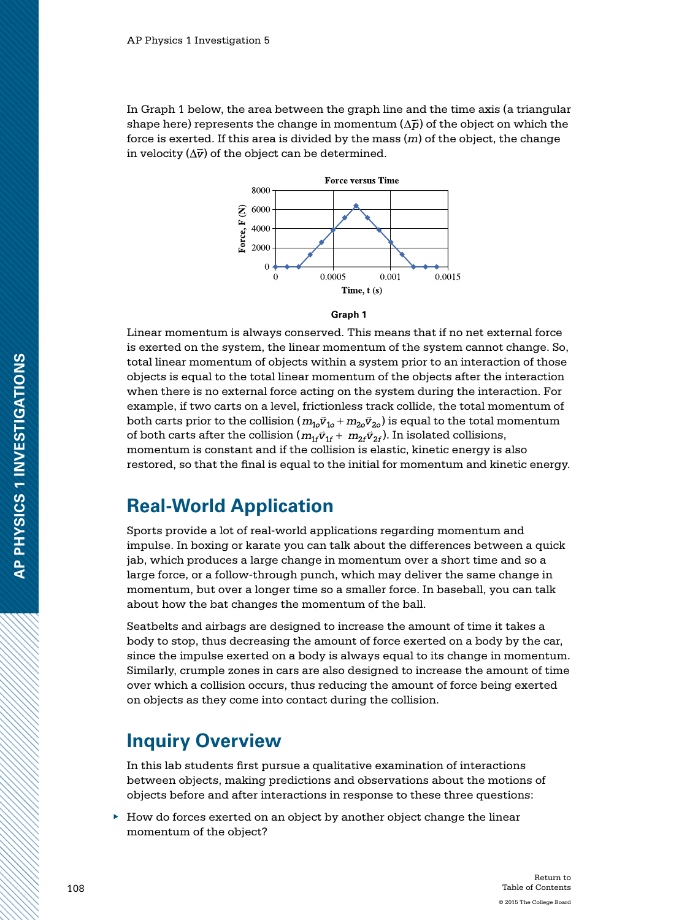In Graph 1 below, the area between the graph line and the time axis (a triangular shape here) represents the change in momentum ($\Delta\vec{p}$) of the object on which the force is exerted. If this area is divided by the mass ($m$) of the object, the change in velocity ($\Delta\vec{v}$) of the object can be determined.

**Graph 1**

Linear momentum is always conserved. This means that if no net external force is exerted on the system, the linear momentum of the system cannot change. So, total linear momentum of objects within a system prior to an interaction of those objects is equal to the total linear momentum of the objects after the interaction when there is no external force acting on the system during the interaction. For example, if two carts on a level, frictionless track collide, the total momentum of both carts prior to the collision ($m_{1o}\vec{v}_{1o} + m_{2o}\vec{v}_{2o}$) is equal to the total momentum of both carts after the collision ($m_{1f}\vec{v}_{1f} + m_{2f}\vec{v}_{2f}$). In isolated collisions, momentum is constant and if the collision is elastic, kinetic energy is also restored, so that the final is equal to the initial for momentum and kinetic energy.

## Real-World Application

Sports provide a lot of real-world applications regarding momentum and impulse. In boxing or karate you can talk about the differences between a quick jab, which produces a large change in momentum over a short time and so a large force, or a follow-through punch, which may deliver the same change in momentum, but over a longer time so a smaller force. In baseball, you can talk about how the bat changes the momentum of the ball.

Seatbelts and airbags are designed to increase the amount of time it takes a body to stop, thus decreasing the amount of force exerted on a body by the car, since the impulse exerted on a body is always equal to its change in momentum. Similarly, crumple zones in cars are also designed to increase the amount of time over which a collision occurs, thus reducing the amount of force being exerted on objects as they come into contact during the collision.

## Inquiry Overview

In this lab students first pursue a qualitative examination of interactions between objects, making predictions and observations about the motions of objects before and after interactions in response to these three questions:

- How do forces exerted on an object by another object change the linear momentum of the object?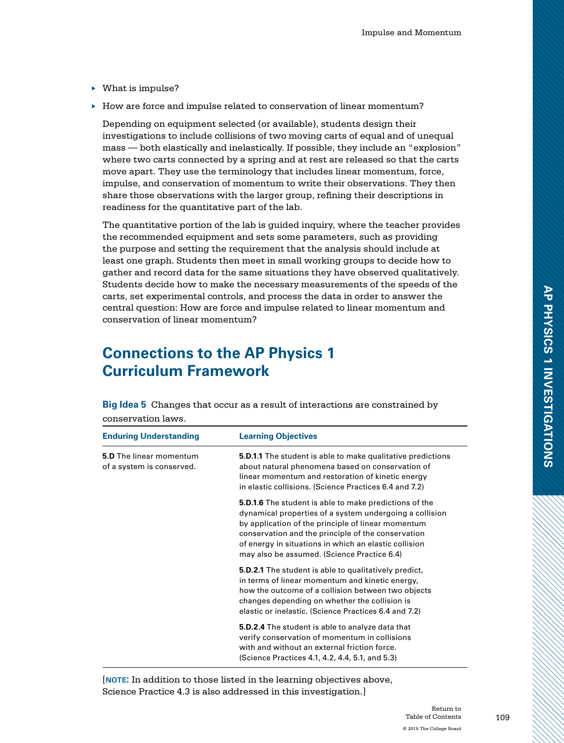- What is impulse?
- How are force and impulse related to conservation of linear momentum?

Depending on equipment selected (or available), students design their investigations to include collisions of two moving carts of equal and of unequal mass — both elastically and inelastically. If possible, they include an "explosion" where two carts connected by a spring and at rest are released so that the carts move apart. They use the terminology that includes linear momentum, force, impulse, and conservation of momentum to write their observations. They then share those observations with the larger group, refining their descriptions in readiness for the quantitative part of the lab.

The quantitative portion of the lab is guided inquiry, where the teacher provides the recommended equipment and sets some parameters, such as providing the purpose and setting the requirement that the analysis should include at least one graph. Students then meet in small working groups to decide how to gather and record data for the same situations they have observed qualitatively. Students decide how to make the necessary measurements of the speeds of the carts, set experimental controls, and process the data in order to answer the central question: How are force and impulse related to linear momentum and conservation of linear momentum?

## Connections to the AP Physics 1 Curriculum Framework

**Big Idea 5** Changes that occur as a result of interactions are constrained by conservation laws.

| Enduring Understanding | Learning Objectives |
|---|---|
| **5.D** The linear momentum of a system is conserved. | **5.D.1.1** The student is able to make qualitative predictions about natural phenomena based on conservation of linear momentum and restoration of kinetic energy in elastic collisions. (Science Practices 6.4 and 7.2) |
| | **5.D.1.6** The student is able to make predictions of the dynamical properties of a system undergoing a collision by application of the principle of linear momentum conservation and the principle of the conservation of energy in situations in which an elastic collision may also be assumed. (Science Practice 6.4) |
| | **5.D.2.1** The student is able to qualitatively predict, in terms of linear momentum and kinetic energy, how the outcome of a collision between two objects changes depending on whether the collision is elastic or inelastic. (Science Practices 6.4 and 7.2) |
| | **5.D.2.4** The student is able to analyze data that verify conservation of momentum in collisions with and without an external friction force. (Science Practices 4.1, 4.2, 4.4, 5.1, and 5.3) |

[**NOTE:** In addition to those listed in the learning objectives above, Science Practice 4.3 is also addressed in this investigation.]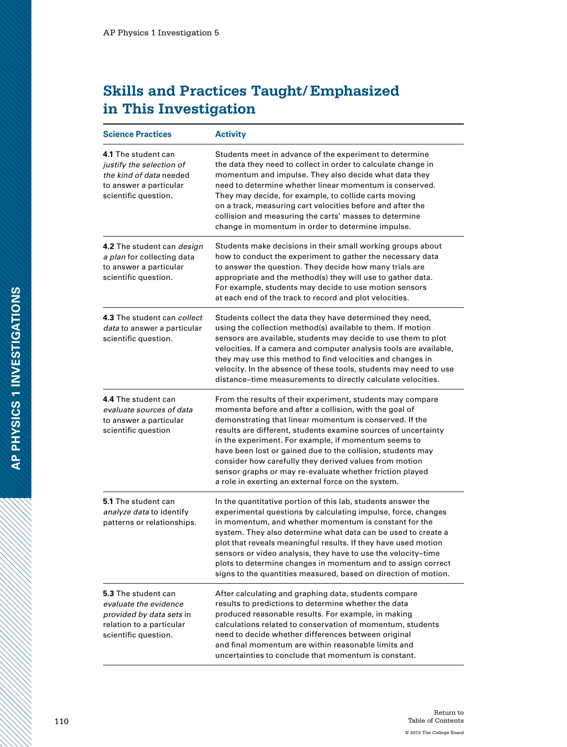## Skills and Practices Taught/Emphasized in This Investigation

| Science Practices | Activity |
| --- | --- |
| **4.1** The student can *justify the selection of the kind of data* needed to answer a particular scientific question. | Students meet in advance of the experiment to determine the data they need to collect in order to calculate change in momentum and impulse. They also decide what data they need to determine whether linear momentum is conserved. They may decide, for example, to collide carts moving on a track, measuring cart velocities before and after the collision and measuring the carts' masses to determine change in momentum in order to determine impulse. |
| **4.2** The student can *design a plan* for collecting data to answer a particular scientific question. | Students make decisions in their small working groups about how to conduct the experiment to gather the necessary data to answer the question. They decide how many trials are appropriate and the method(s) they will use to gather data. For example, students may decide to use motion sensors at each end of the track to record and plot velocities. |
| **4.3** The student can *collect data* to answer a particular scientific question. | Students collect the data they have determined they need, using the collection method(s) available to them. If motion sensors are available, students may decide to use them to plot velocities. If a camera and computer analysis tools are available, they may use this method to find velocities and changes in velocity. In the absence of these tools, students may need to use distance–time measurements to directly calculate velocities. |
| **4.4** The student can *evaluate sources of data* to answer a particular scientific question | From the results of their experiment, students may compare momenta before and after a collision, with the goal of demonstrating that linear momentum is conserved. If the results are different, students examine sources of uncertainty in the experiment. For example, if momentum seems to have been lost or gained due to the collision, students may consider how carefully they derived values from motion sensor graphs or may re-evaluate whether friction played a role in exerting an external force on the system. |
| **5.1** The student can *analyze data* to identify patterns or relationships. | In the quantitative portion of this lab, students answer the experimental questions by calculating impulse, force, changes in momentum, and whether momentum is constant for the system. They also determine what data can be used to create a plot that reveals meaningful results. If they have used motion sensors or video analysis, they have to use the velocity–time plots to determine changes in momentum and to assign correct signs to the quantities measured, based on direction of motion. |
| **5.3** The student can *evaluate the evidence provided by data sets* in relation to a particular scientific question. | After calculating and graphing data, students compare results to predictions to determine whether the data produced reasonable results. For example, in making calculations related to conservation of momentum, students need to decide whether differences between original and final momentum are within reasonable limits and uncertainties to conclude that momentum is constant. |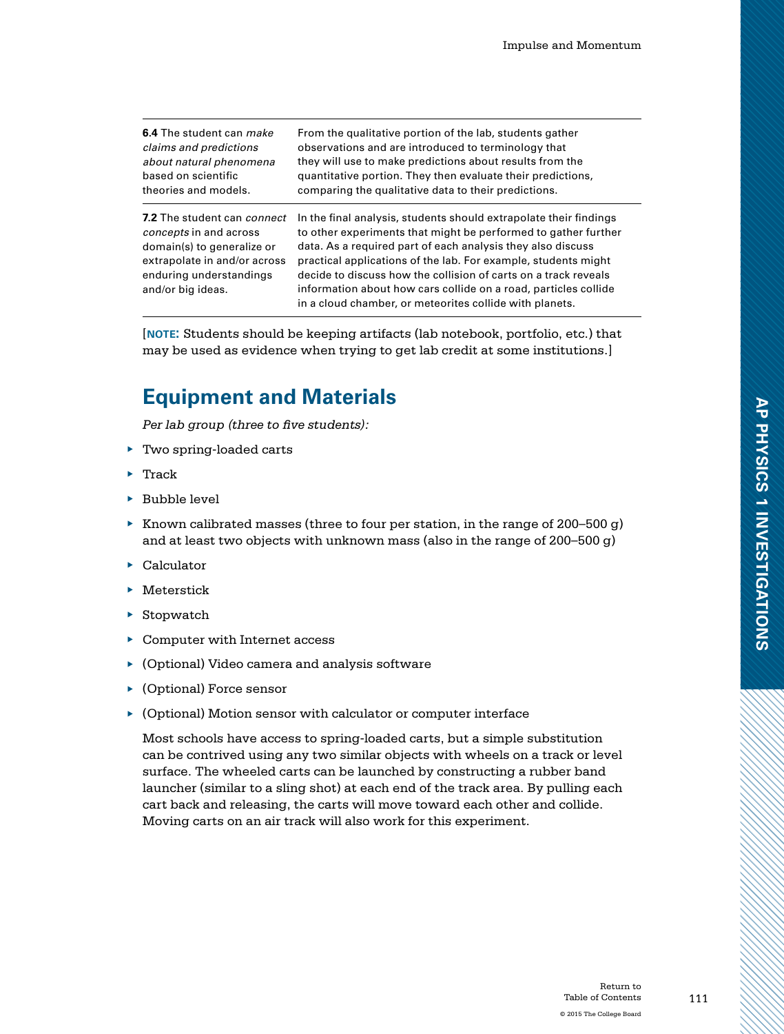| | |
|---|---|
| **6.4** The student can *make claims and predictions about natural phenomena* based on scientific theories and models. | From the qualitative portion of the lab, students gather observations and are introduced to terminology that they will use to make predictions about results from the quantitative portion. They then evaluate their predictions, comparing the qualitative data to their predictions. |
| **7.2** The student can *connect concepts* in and across domain(s) to generalize or extrapolate in and/or across enduring understandings and/or big ideas. | In the final analysis, students should extrapolate their findings to other experiments that might be performed to gather further data. As a required part of each analysis they also discuss practical applications of the lab. For example, students might decide to discuss how the collision of carts on a track reveals information about how cars collide on a road, particles collide in a cloud chamber, or meteorites collide with planets. |

[**NOTE:** Students should be keeping artifacts (lab notebook, portfolio, etc.) that may be used as evidence when trying to get lab credit at some institutions.]

## Equipment and Materials

*Per lab group (three to five students):*

- Two spring-loaded carts
- Track
- Bubble level
- Known calibrated masses (three to four per station, in the range of 200–500 g) and at least two objects with unknown mass (also in the range of 200–500 g)
- Calculator
- Meterstick
- Stopwatch
- Computer with Internet access
- (Optional) Video camera and analysis software
- (Optional) Force sensor
- (Optional) Motion sensor with calculator or computer interface

Most schools have access to spring-loaded carts, but a simple substitution can be contrived using any two similar objects with wheels on a track or level surface. The wheeled carts can be launched by constructing a rubber band launcher (similar to a sling shot) at each end of the track area. By pulling each cart back and releasing, the carts will move toward each other and collide. Moving carts on an air track will also work for this experiment.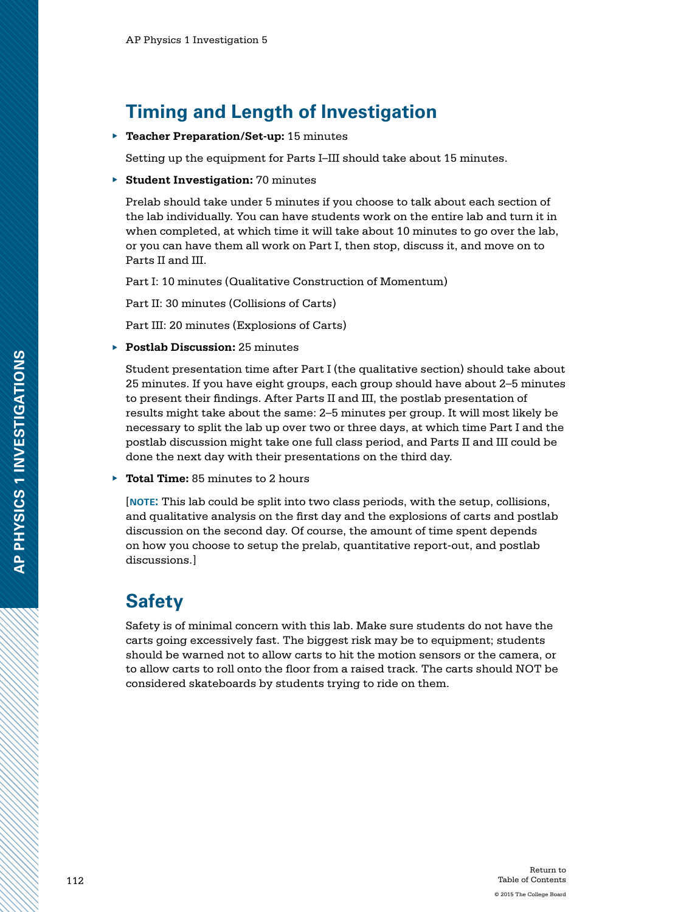## Timing and Length of Investigation

- **Teacher Preparation/Set-up:** 15 minutes

  Setting up the equipment for Parts I–III should take about 15 minutes.

- **Student Investigation:** 70 minutes

  Prelab should take under 5 minutes if you choose to talk about each section of the lab individually. You can have students work on the entire lab and turn it in when completed, at which time it will take about 10 minutes to go over the lab, or you can have them all work on Part I, then stop, discuss it, and move on to Parts II and III.

  Part I: 10 minutes (Qualitative Construction of Momentum)

  Part II: 30 minutes (Collisions of Carts)

  Part III: 20 minutes (Explosions of Carts)

- **Postlab Discussion:** 25 minutes

  Student presentation time after Part I (the qualitative section) should take about 25 minutes. If you have eight groups, each group should have about 2–5 minutes to present their findings. After Parts II and III, the postlab presentation of results might take about the same: 2–5 minutes per group. It will most likely be necessary to split the lab up over two or three days, at which time Part I and the postlab discussion might take one full class period, and Parts II and III could be done the next day with their presentations on the third day.

- **Total Time:** 85 minutes to 2 hours

  [**NOTE:** This lab could be split into two class periods, with the setup, collisions, and qualitative analysis on the first day and the explosions of carts and postlab discussion on the second day. Of course, the amount of time spent depends on how you choose to setup the prelab, quantitative report-out, and postlab discussions.]

## Safety

Safety is of minimal concern with this lab. Make sure students do not have the carts going excessively fast. The biggest risk may be to equipment; students should be warned not to allow carts to hit the motion sensors or the camera, or to allow carts to roll onto the floor from a raised track. The carts should NOT be considered skateboards by students trying to ride on them.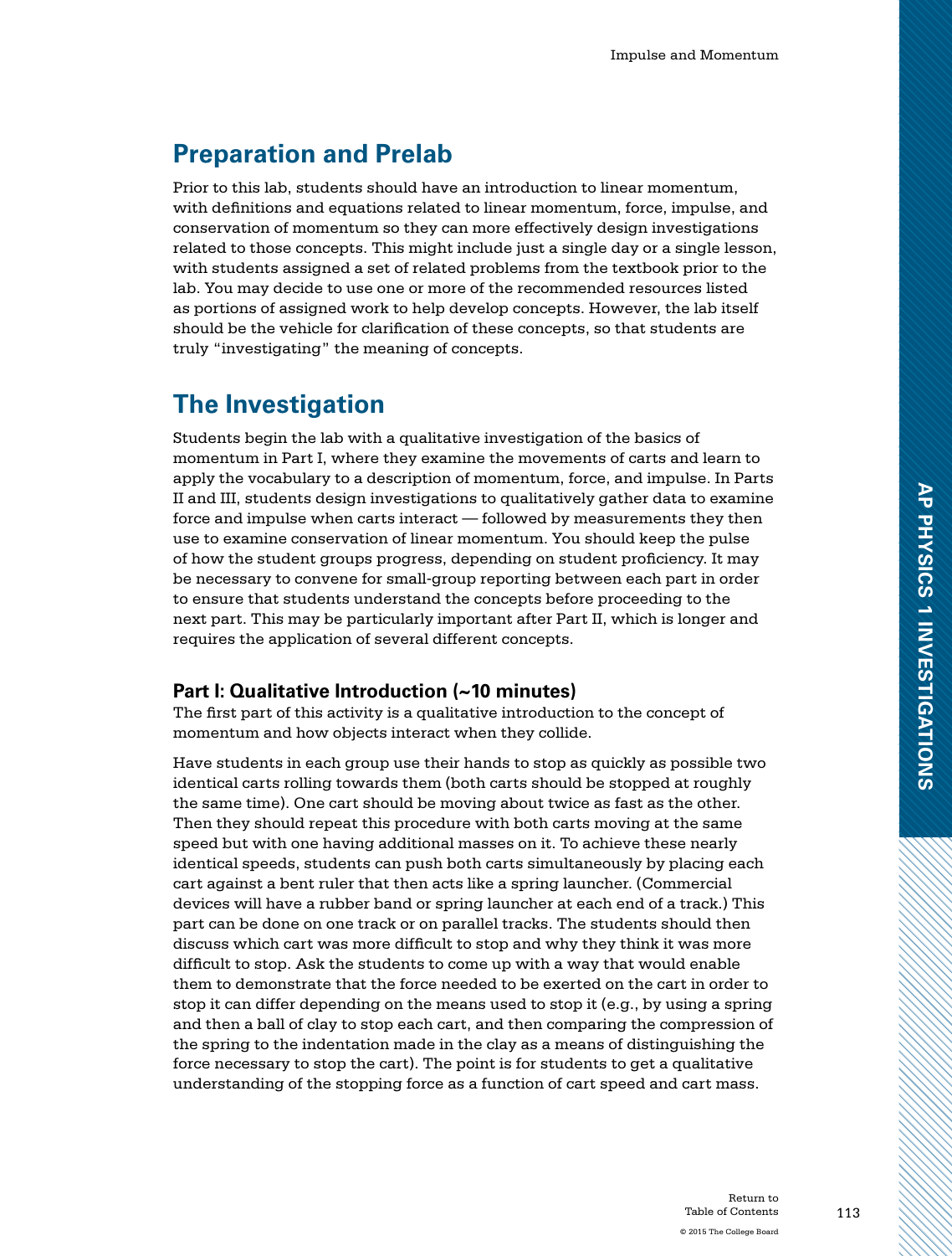## Preparation and Prelab

Prior to this lab, students should have an introduction to linear momentum, with definitions and equations related to linear momentum, force, impulse, and conservation of momentum so they can more effectively design investigations related to those concepts. This might include just a single day or a single lesson, with students assigned a set of related problems from the textbook prior to the lab. You may decide to use one or more of the recommended resources listed as portions of assigned work to help develop concepts. However, the lab itself should be the vehicle for clarification of these concepts, so that students are truly "investigating" the meaning of concepts.

## The Investigation

Students begin the lab with a qualitative investigation of the basics of momentum in Part I, where they examine the movements of carts and learn to apply the vocabulary to a description of momentum, force, and impulse. In Parts II and III, students design investigations to qualitatively gather data to examine force and impulse when carts interact — followed by measurements they then use to examine conservation of linear momentum. You should keep the pulse of how the student groups progress, depending on student proficiency. It may be necessary to convene for small-group reporting between each part in order to ensure that students understand the concepts before proceeding to the next part. This may be particularly important after Part II, which is longer and requires the application of several different concepts.

### Part I: Qualitative Introduction (~10 minutes)

The first part of this activity is a qualitative introduction to the concept of momentum and how objects interact when they collide.

Have students in each group use their hands to stop as quickly as possible two identical carts rolling towards them (both carts should be stopped at roughly the same time). One cart should be moving about twice as fast as the other. Then they should repeat this procedure with both carts moving at the same speed but with one having additional masses on it. To achieve these nearly identical speeds, students can push both carts simultaneously by placing each cart against a bent ruler that then acts like a spring launcher. (Commercial devices will have a rubber band or spring launcher at each end of a track.) This part can be done on one track or on parallel tracks. The students should then discuss which cart was more difficult to stop and why they think it was more difficult to stop. Ask the students to come up with a way that would enable them to demonstrate that the force needed to be exerted on the cart in order to stop it can differ depending on the means used to stop it (e.g., by using a spring and then a ball of clay to stop each cart, and then comparing the compression of the spring to the indentation made in the clay as a means of distinguishing the force necessary to stop the cart). The point is for students to get a qualitative understanding of the stopping force as a function of cart speed and cart mass.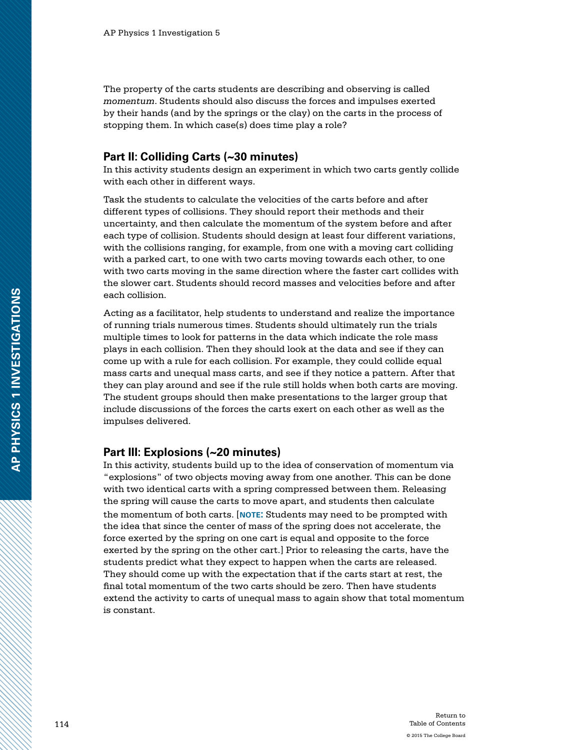The property of the carts students are describing and observing is called *momentum*. Students should also discuss the forces and impulses exerted by their hands (and by the springs or the clay) on the carts in the process of stopping them. In which case(s) does time play a role?

## Part II: Colliding Carts (~30 minutes)

In this activity students design an experiment in which two carts gently collide with each other in different ways.

Task the students to calculate the velocities of the carts before and after different types of collisions. They should report their methods and their uncertainty, and then calculate the momentum of the system before and after each type of collision. Students should design at least four different variations, with the collisions ranging, for example, from one with a moving cart colliding with a parked cart, to one with two carts moving towards each other, to one with two carts moving in the same direction where the faster cart collides with the slower cart. Students should record masses and velocities before and after each collision.

Acting as a facilitator, help students to understand and realize the importance of running trials numerous times. Students should ultimately run the trials multiple times to look for patterns in the data which indicate the role mass plays in each collision. Then they should look at the data and see if they can come up with a rule for each collision. For example, they could collide equal mass carts and unequal mass carts, and see if they notice a pattern. After that they can play around and see if the rule still holds when both carts are moving. The student groups should then make presentations to the larger group that include discussions of the forces the carts exert on each other as well as the impulses delivered.

## Part III: Explosions (~20 minutes)

In this activity, students build up to the idea of conservation of momentum via "explosions" of two objects moving away from one another. This can be done with two identical carts with a spring compressed between them. Releasing the spring will cause the carts to move apart, and students then calculate the momentum of both carts. [**NOTE:** Students may need to be prompted with the idea that since the center of mass of the spring does not accelerate, the force exerted by the spring on one cart is equal and opposite to the force exerted by the spring on the other cart.] Prior to releasing the carts, have the students predict what they expect to happen when the carts are released. They should come up with the expectation that if the carts start at rest, the final total momentum of the two carts should be zero. Then have students extend the activity to carts of unequal mass to again show that total momentum is constant.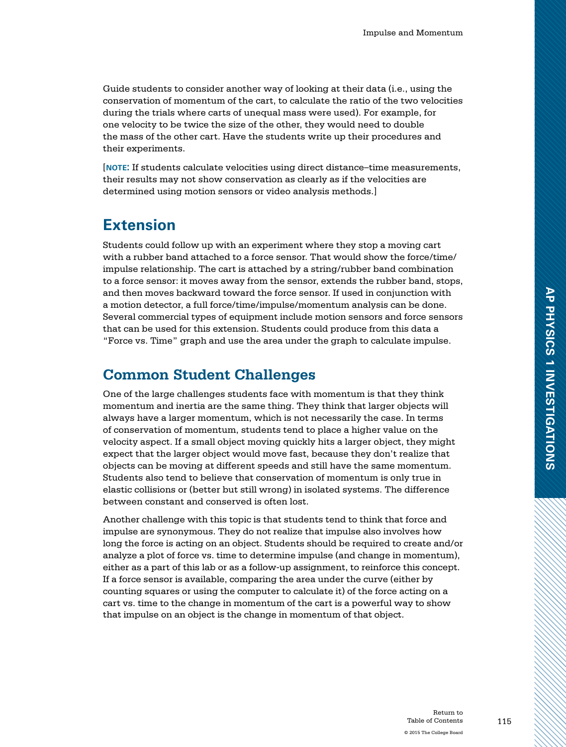Guide students to consider another way of looking at their data (i.e., using the conservation of momentum of the cart, to calculate the ratio of the two velocities during the trials where carts of unequal mass were used). For example, for one velocity to be twice the size of the other, they would need to double the mass of the other cart. Have the students write up their procedures and their experiments.

[**NOTE:** If students calculate velocities using direct distance–time measurements, their results may not show conservation as clearly as if the velocities are determined using motion sensors or video analysis methods.]

## Extension

Students could follow up with an experiment where they stop a moving cart with a rubber band attached to a force sensor. That would show the force/time/impulse relationship. The cart is attached by a string/rubber band combination to a force sensor: it moves away from the sensor, extends the rubber band, stops, and then moves backward toward the force sensor. If used in conjunction with a motion detector, a full force/time/impulse/momentum analysis can be done. Several commercial types of equipment include motion sensors and force sensors that can be used for this extension. Students could produce from this data a "Force vs. Time" graph and use the area under the graph to calculate impulse.

## Common Student Challenges

One of the large challenges students face with momentum is that they think momentum and inertia are the same thing. They think that larger objects will always have a larger momentum, which is not necessarily the case. In terms of conservation of momentum, students tend to place a higher value on the velocity aspect. If a small object moving quickly hits a larger object, they might expect that the larger object would move fast, because they don't realize that objects can be moving at different speeds and still have the same momentum. Students also tend to believe that conservation of momentum is only true in elastic collisions or (better but still wrong) in isolated systems. The difference between constant and conserved is often lost.

Another challenge with this topic is that students tend to think that force and impulse are synonymous. They do not realize that impulse also involves how long the force is acting on an object. Students should be required to create and/or analyze a plot of force vs. time to determine impulse (and change in momentum), either as a part of this lab or as a follow-up assignment, to reinforce this concept. If a force sensor is available, comparing the area under the curve (either by counting squares or using the computer to calculate it) of the force acting on a cart vs. time to the change in momentum of the cart is a powerful way to show that impulse on an object is the change in momentum of that object.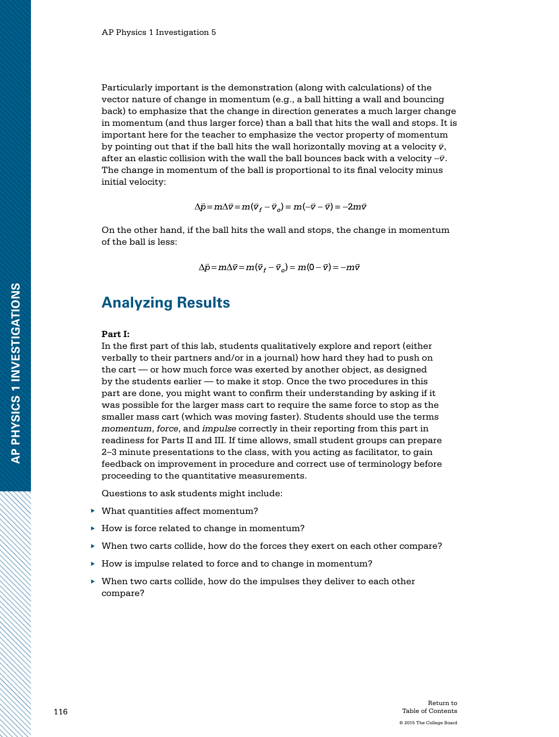Particularly important is the demonstration (along with calculations) of the vector nature of change in momentum (e.g., a ball hitting a wall and bouncing back) to emphasize that the change in direction generates a much larger change in momentum (and thus larger force) than a ball that hits the wall and stops. It is important here for the teacher to emphasize the vector property of momentum by pointing out that if the ball hits the wall horizontally moving at a velocity $\vec{v}$, after an elastic collision with the wall the ball bounces back with a velocity $-\vec{v}$. The change in momentum of the ball is proportional to its final velocity minus initial velocity:

$$\Delta\vec{p} = m\Delta\vec{v} = m(\vec{v}_f - \vec{v}_o) = m(-\vec{v} - \vec{v}) = -2m\vec{v}$$

On the other hand, if the ball hits the wall and stops, the change in momentum of the ball is less:

$$\Delta\vec{p} = m\Delta\vec{v} = m(\vec{v}_f - \vec{v}_o) = m(0 - \vec{v}) = -m\vec{v}$$

## Analyzing Results

**Part I:**

In the first part of this lab, students qualitatively explore and report (either verbally to their partners and/or in a journal) how hard they had to push on the cart — or how much force was exerted by another object, as designed by the students earlier — to make it stop. Once the two procedures in this part are done, you might want to confirm their understanding by asking if it was possible for the larger mass cart to require the same force to stop as the smaller mass cart (which was moving faster). Students should use the terms *momentum*, *force*, and *impulse* correctly in their reporting from this part in readiness for Parts II and III. If time allows, small student groups can prepare 2–3 minute presentations to the class, with you acting as facilitator, to gain feedback on improvement in procedure and correct use of terminology before proceeding to the quantitative measurements.

Questions to ask students might include:

- What quantities affect momentum?
- How is force related to change in momentum?
- When two carts collide, how do the forces they exert on each other compare?
- How is impulse related to force and to change in momentum?
- When two carts collide, how do the impulses they deliver to each other compare?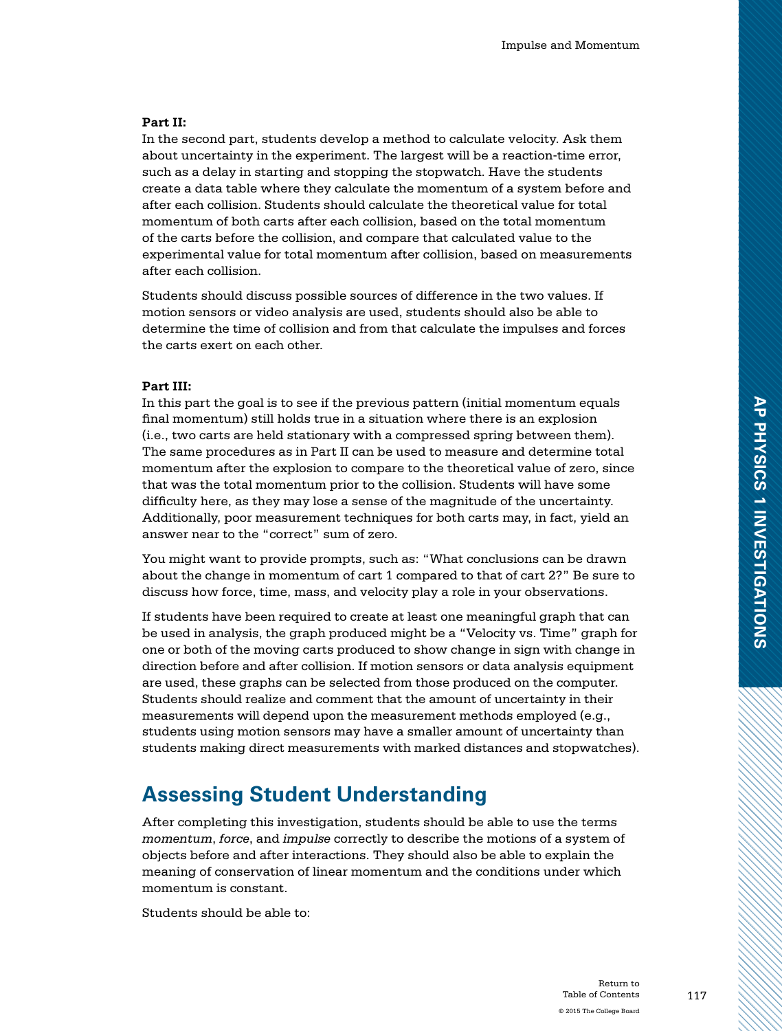**Part II:**

In the second part, students develop a method to calculate velocity. Ask them about uncertainty in the experiment. The largest will be a reaction-time error, such as a delay in starting and stopping the stopwatch. Have the students create a data table where they calculate the momentum of a system before and after each collision. Students should calculate the theoretical value for total momentum of both carts after each collision, based on the total momentum of the carts before the collision, and compare that calculated value to the experimental value for total momentum after collision, based on measurements after each collision.

Students should discuss possible sources of difference in the two values. If motion sensors or video analysis are used, students should also be able to determine the time of collision and from that calculate the impulses and forces the carts exert on each other.

**Part III:**

In this part the goal is to see if the previous pattern (initial momentum equals final momentum) still holds true in a situation where there is an explosion (i.e., two carts are held stationary with a compressed spring between them). The same procedures as in Part II can be used to measure and determine total momentum after the explosion to compare to the theoretical value of zero, since that was the total momentum prior to the collision. Students will have some difficulty here, as they may lose a sense of the magnitude of the uncertainty. Additionally, poor measurement techniques for both carts may, in fact, yield an answer near to the "correct" sum of zero.

You might want to provide prompts, such as: "What conclusions can be drawn about the change in momentum of cart 1 compared to that of cart 2?" Be sure to discuss how force, time, mass, and velocity play a role in your observations.

If students have been required to create at least one meaningful graph that can be used in analysis, the graph produced might be a "Velocity vs. Time" graph for one or both of the moving carts produced to show change in sign with change in direction before and after collision. If motion sensors or data analysis equipment are used, these graphs can be selected from those produced on the computer. Students should realize and comment that the amount of uncertainty in their measurements will depend upon the measurement methods employed (e.g., students using motion sensors may have a smaller amount of uncertainty than students making direct measurements with marked distances and stopwatches).

## Assessing Student Understanding

After completing this investigation, students should be able to use the terms *momentum*, *force*, and *impulse* correctly to describe the motions of a system of objects before and after interactions. They should also be able to explain the meaning of conservation of linear momentum and the conditions under which momentum is constant.

Students should be able to: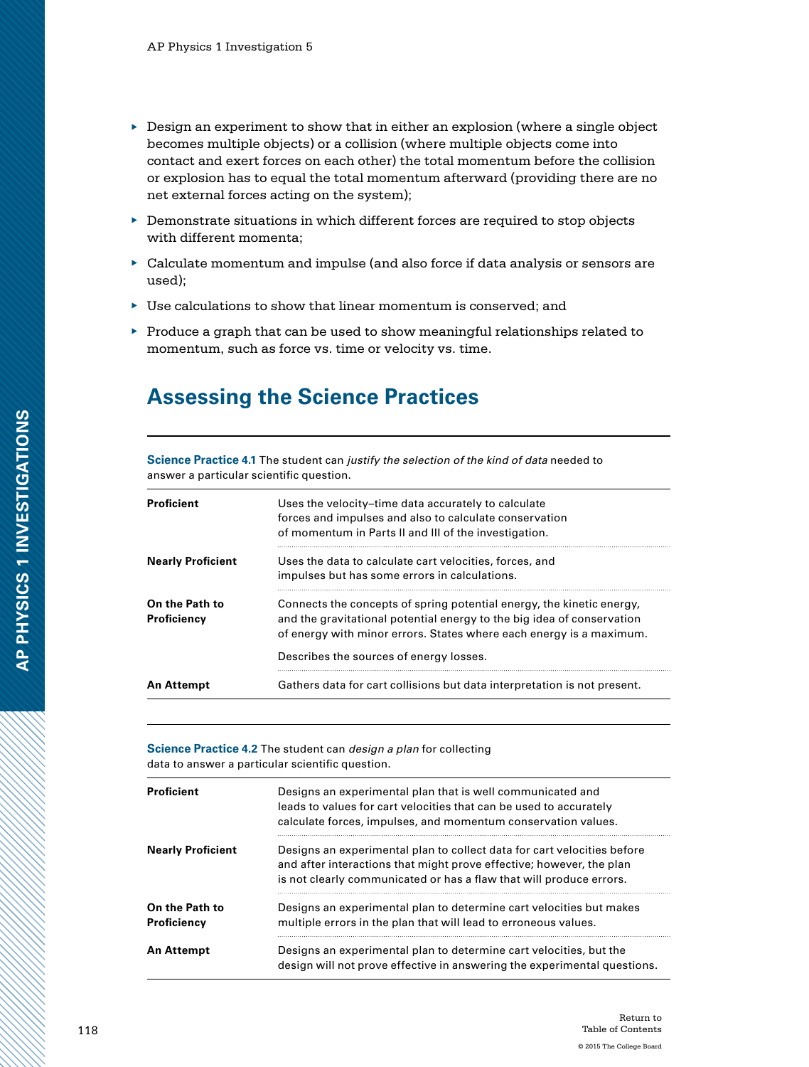- Design an experiment to show that in either an explosion (where a single object becomes multiple objects) or a collision (where multiple objects come into contact and exert forces on each other) the total momentum before the collision or explosion has to equal the total momentum afterward (providing there are no net external forces acting on the system);
- Demonstrate situations in which different forces are required to stop objects with different momenta;
- Calculate momentum and impulse (and also force if data analysis or sensors are used);
- Use calculations to show that linear momentum is conserved; and
- Produce a graph that can be used to show meaningful relationships related to momentum, such as force vs. time or velocity vs. time.

## Assessing the Science Practices

**Science Practice 4.1** The student can *justify the selection of the kind of data* needed to answer a particular scientific question.

| | |
|---|---|
| **Proficient** | Uses the velocity–time data accurately to calculate forces and impulses and also to calculate conservation of momentum in Parts II and III of the investigation. |
| **Nearly Proficient** | Uses the data to calculate cart velocities, forces, and impulses but has some errors in calculations. |
| **On the Path to Proficiency** | Connects the concepts of spring potential energy, the kinetic energy, and the gravitational potential energy to the big idea of conservation of energy with minor errors. States where each energy is a maximum. Describes the sources of energy losses. |
| **An Attempt** | Gathers data for cart collisions but data interpretation is not present. |

**Science Practice 4.2** The student can *design a plan* for collecting data to answer a particular scientific question.

| | |
|---|---|
| **Proficient** | Designs an experimental plan that is well communicated and leads to values for cart velocities that can be used to accurately calculate forces, impulses, and momentum conservation values. |
| **Nearly Proficient** | Designs an experimental plan to collect data for cart velocities before and after interactions that might prove effective; however, the plan is not clearly communicated or has a flaw that will produce errors. |
| **On the Path to Proficiency** | Designs an experimental plan to determine cart velocities but makes multiple errors in the plan that will lead to erroneous values. |
| **An Attempt** | Designs an experimental plan to determine cart velocities, but the design will not prove effective in answering the experimental questions. |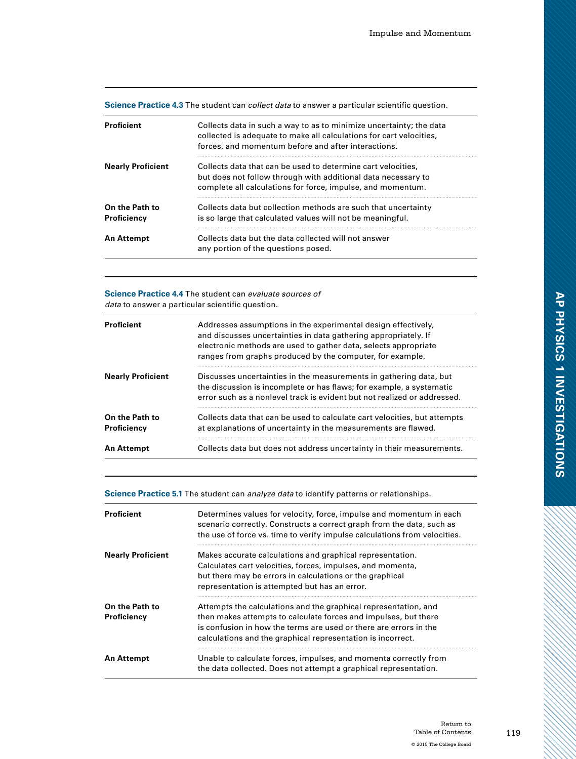| **Science Practice 4.3** The student can *collect data* to answer a particular scientific question. | |
|---|---|
| **Proficient** | Collects data in such a way to as to minimize uncertainty; the data collected is adequate to make all calculations for cart velocities, forces, and momentum before and after interactions. |
| **Nearly Proficient** | Collects data that can be used to determine cart velocities, but does not follow through with additional data necessary to complete all calculations for force, impulse, and momentum. |
| **On the Path to Proficiency** | Collects data but collection methods are such that uncertainty is so large that calculated values will not be meaningful. |
| **An Attempt** | Collects data but the data collected will not answer any portion of the questions posed. |

| **Science Practice 4.4** The student can *evaluate sources of data* to answer a particular scientific question. | |
|---|---|
| **Proficient** | Addresses assumptions in the experimental design effectively, and discusses uncertainties in data gathering appropriately. If electronic methods are used to gather data, selects appropriate ranges from graphs produced by the computer, for example. |
| **Nearly Proficient** | Discusses uncertainties in the measurements in gathering data, but the discussion is incomplete or has flaws; for example, a systematic error such as a nonlevel track is evident but not realized or addressed. |
| **On the Path to Proficiency** | Collects data that can be used to calculate cart velocities, but attempts at explanations of uncertainty in the measurements are flawed. |
| **An Attempt** | Collects data but does not address uncertainty in their measurements. |

| **Science Practice 5.1** The student can *analyze data* to identify patterns or relationships. | |
|---|---|
| **Proficient** | Determines values for velocity, force, impulse and momentum in each scenario correctly. Constructs a correct graph from the data, such as the use of force vs. time to verify impulse calculations from velocities. |
| **Nearly Proficient** | Makes accurate calculations and graphical representation. Calculates cart velocities, forces, impulses, and momenta, but there may be errors in calculations or the graphical representation is attempted but has an error. |
| **On the Path to Proficiency** | Attempts the calculations and the graphical representation, and then makes attempts to calculate forces and impulses, but there is confusion in how the terms are used or there are errors in the calculations and the graphical representation is incorrect. |
| **An Attempt** | Unable to calculate forces, impulses, and momenta correctly from the data collected. Does not attempt a graphical representation. |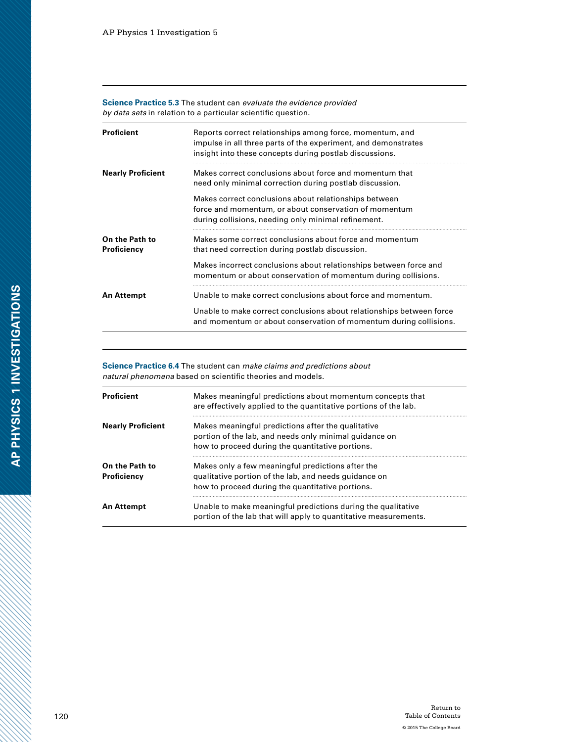**Science Practice 5.3** The student can *evaluate the evidence provided by data sets* in relation to a particular scientific question.

| | |
|---|---|
| **Proficient** | Reports correct relationships among force, momentum, and impulse in all three parts of the experiment, and demonstrates insight into these concepts during postlab discussions. |
| **Nearly Proficient** | Makes correct conclusions about force and momentum that need only minimal correction during postlab discussion.<br><br>Makes correct conclusions about relationships between force and momentum, or about conservation of momentum during collisions, needing only minimal refinement. |
| **On the Path to Proficiency** | Makes some correct conclusions about force and momentum that need correction during postlab discussion.<br><br>Makes incorrect conclusions about relationships between force and momentum or about conservation of momentum during collisions. |
| **An Attempt** | Unable to make correct conclusions about force and momentum.<br><br>Unable to make correct conclusions about relationships between force and momentum or about conservation of momentum during collisions. |

**Science Practice 6.4** The student can *make claims and predictions about natural phenomena* based on scientific theories and models.

| | |
|---|---|
| **Proficient** | Makes meaningful predictions about momentum concepts that are effectively applied to the quantitative portions of the lab. |
| **Nearly Proficient** | Makes meaningful predictions after the qualitative portion of the lab, and needs only minimal guidance on how to proceed during the quantitative portions. |
| **On the Path to Proficiency** | Makes only a few meaningful predictions after the qualitative portion of the lab, and needs guidance on how to proceed during the quantitative portions. |
| **An Attempt** | Unable to make meaningful predictions during the qualitative portion of the lab that will apply to quantitative measurements. |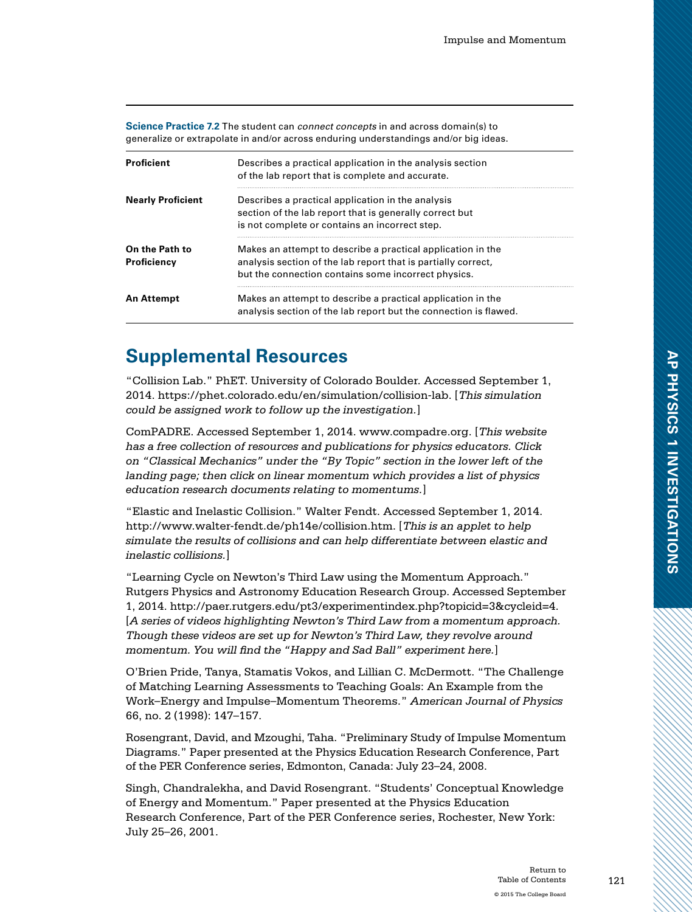**Science Practice 7.2** The student can *connect concepts* in and across domain(s) to generalize or extrapolate in and/or across enduring understandings and/or big ideas.

| | |
|---|---|
| **Proficient** | Describes a practical application in the analysis section of the lab report that is complete and accurate. |
| **Nearly Proficient** | Describes a practical application in the analysis section of the lab report that is generally correct but is not complete or contains an incorrect step. |
| **On the Path to Proficiency** | Makes an attempt to describe a practical application in the analysis section of the lab report that is partially correct, but the connection contains some incorrect physics. |
| **An Attempt** | Makes an attempt to describe a practical application in the analysis section of the lab report but the connection is flawed. |

## Supplemental Resources

"Collision Lab." PhET. University of Colorado Boulder. Accessed September 1, 2014. https://phet.colorado.edu/en/simulation/collision-lab. [*This simulation could be assigned work to follow up the investigation.*]

ComPADRE. Accessed September 1, 2014. www.compadre.org. [*This website has a free collection of resources and publications for physics educators. Click on "Classical Mechanics" under the "By Topic" section in the lower left of the landing page; then click on linear momentum which provides a list of physics education research documents relating to momentums.*]

"Elastic and Inelastic Collision." Walter Fendt. Accessed September 1, 2014. http://www.walter-fendt.de/ph14e/collision.htm. [*This is an applet to help simulate the results of collisions and can help differentiate between elastic and inelastic collisions.*]

"Learning Cycle on Newton's Third Law using the Momentum Approach." Rutgers Physics and Astronomy Education Research Group. Accessed September 1, 2014. http://paer.rutgers.edu/pt3/experimentindex.php?topicid=3&cycleid=4. [*A series of videos highlighting Newton's Third Law from a momentum approach. Though these videos are set up for Newton's Third Law, they revolve around momentum. You will find the "Happy and Sad Ball" experiment here.*]

O'Brien Pride, Tanya, Stamatis Vokos, and Lillian C. McDermott. "The Challenge of Matching Learning Assessments to Teaching Goals: An Example from the Work–Energy and Impulse–Momentum Theorems." *American Journal of Physics* 66, no. 2 (1998): 147–157.

Rosengrant, David, and Mzoughi, Taha. "Preliminary Study of Impulse Momentum Diagrams." Paper presented at the Physics Education Research Conference, Part of the PER Conference series, Edmonton, Canada: July 23–24, 2008.

Singh, Chandralekha, and David Rosengrant. "Students' Conceptual Knowledge of Energy and Momentum." Paper presented at the Physics Education Research Conference, Part of the PER Conference series, Rochester, New York: July 25–26, 2001.